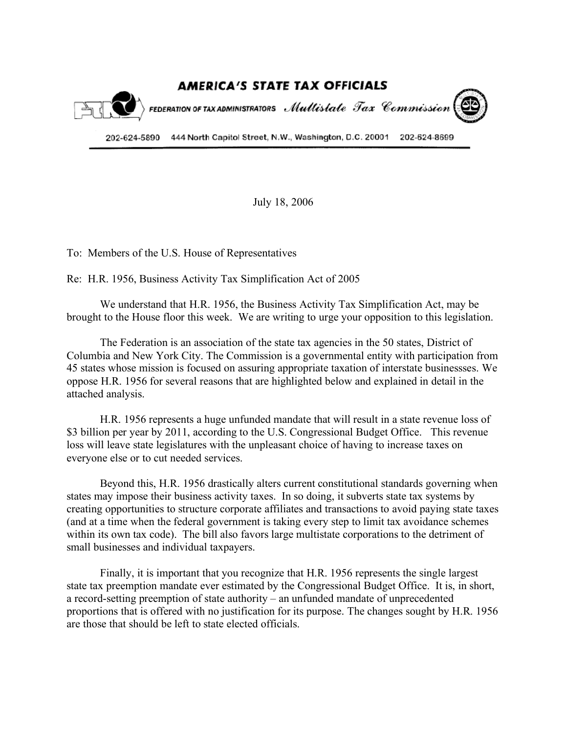**AMERICA'S STATE TAX OFFICIALS**

FEDERATION OF TAX ADMINISTRATORS *Multistate Tax Commission*

202-624-5890 444 North Capitol Street, N.W., Washington, D.C. 20001 202-624-8699

July 18, 2006

To: Members of the U.S. House of Representatives

Re: H.R. 1956, Business Activity Tax Simplification Act of 2005

We understand that H.R. 1956, the Business Activity Tax Simplification Act, may be brought to the House floor this week. We are writing to urge your opposition to this legislation.

The Federation is an association of the state tax agencies in the 50 states, District of Columbia and New York City. The Commission is a governmental entity with participation from 45 states whose mission is focused on assuring appropriate taxation of interstate businessses. We oppose H.R. 1956 for several reasons that are highlighted below and explained in detail in the attached analysis.

H.R. 1956 represents a huge unfunded mandate that will result in a state revenue loss of $3 billion per year by 2011, according to the U.S. Congressional Budget Office. This revenue loss will leave state legislatures with the unpleasant choice of having to increase taxes on everyone else or to cut needed services.

Beyond this, H.R. 1956 drastically alters current constitutional standards governing when states may impose their business activity taxes. In so doing, it subverts state tax systems by creating opportunities to structure corporate affiliates and transactions to avoid paying state taxes (and at a time when the federal government is taking every step to limit tax avoidance schemes within its own tax code). The bill also favors large multistate corporations to the detriment of small businesses and individual taxpayers.

Finally, it is important that you recognize that H.R. 1956 represents the single largest state tax preemption mandate ever estimated by the Congressional Budget Office. It is, in short, a record-setting preemption of state authority – an unfunded mandate of unprecedented proportions that is offered with no justification for its purpose. The changes sought by H.R. 1956 are those that should be left to state elected officials.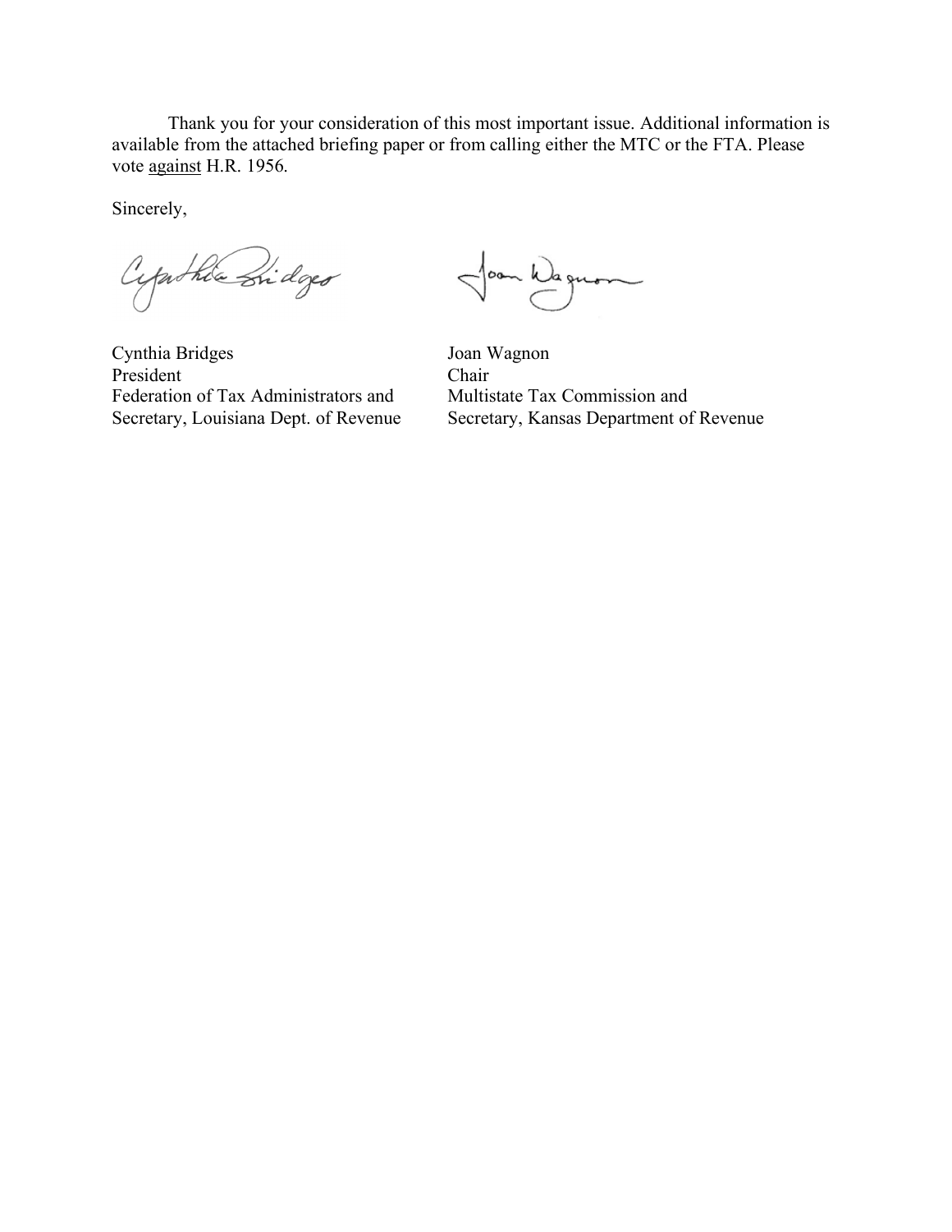Thank you for your consideration of this most important issue. Additional information is available from the attached briefing paper or from calling either the MTC or the FTA. Please vote <u>against</u> H.R. 1956.

Sincerely,

| | |
|---|---|
| Cynthia Bridges | Joan Wagnon |
| President | Chair |
| Federation of Tax Administrators and | Multistate Tax Commission and |
| Secretary, Louisiana Dept. of Revenue | Secretary, Kansas Department of Revenue |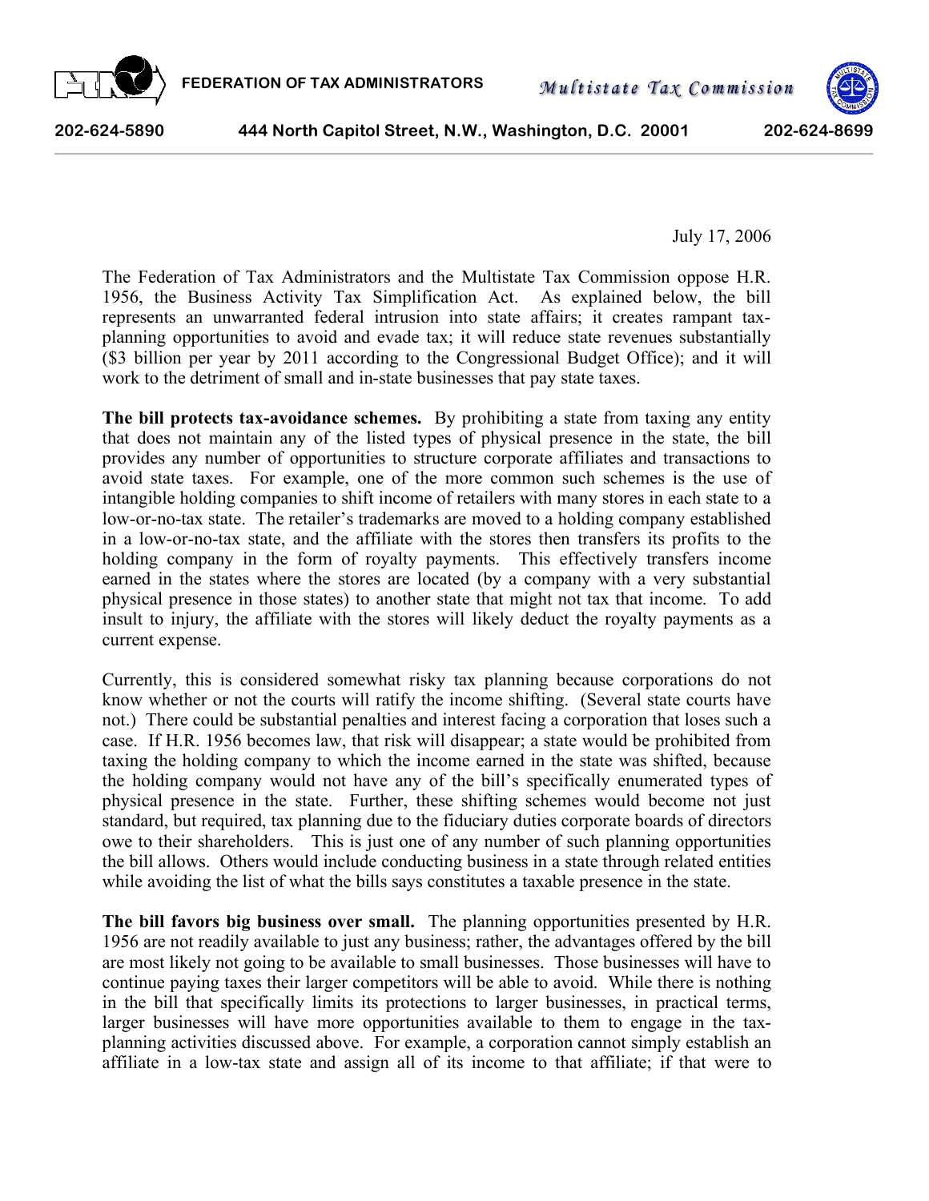**FEDERATION OF TAX ADMINISTRATORS** *Multistate Tax Commission*

202-624-5890 444 North Capitol Street, N.W., Washington, D.C. 20001 202-624-8699

July 17, 2006

The Federation of Tax Administrators and the Multistate Tax Commission oppose H.R. 1956, the Business Activity Tax Simplification Act. As explained below, the bill represents an unwarranted federal intrusion into state affairs; it creates rampant tax-planning opportunities to avoid and evade tax; it will reduce state revenues substantially ($3 billion per year by 2011 according to the Congressional Budget Office); and it will work to the detriment of small and in-state businesses that pay state taxes.

**The bill protects tax-avoidance schemes.** By prohibiting a state from taxing any entity that does not maintain any of the listed types of physical presence in the state, the bill provides any number of opportunities to structure corporate affiliates and transactions to avoid state taxes. For example, one of the more common such schemes is the use of intangible holding companies to shift income of retailers with many stores in each state to a low-or-no-tax state. The retailer's trademarks are moved to a holding company established in a low-or-no-tax state, and the affiliate with the stores then transfers its profits to the holding company in the form of royalty payments. This effectively transfers income earned in the states where the stores are located (by a company with a very substantial physical presence in those states) to another state that might not tax that income. To add insult to injury, the affiliate with the stores will likely deduct the royalty payments as a current expense.

Currently, this is considered somewhat risky tax planning because corporations do not know whether or not the courts will ratify the income shifting. (Several state courts have not.) There could be substantial penalties and interest facing a corporation that loses such a case. If H.R. 1956 becomes law, that risk will disappear; a state would be prohibited from taxing the holding company to which the income earned in the state was shifted, because the holding company would not have any of the bill's specifically enumerated types of physical presence in the state. Further, these shifting schemes would become not just standard, but required, tax planning due to the fiduciary duties corporate boards of directors owe to their shareholders. This is just one of any number of such planning opportunities the bill allows. Others would include conducting business in a state through related entities while avoiding the list of what the bills says constitutes a taxable presence in the state.

**The bill favors big business over small.** The planning opportunities presented by H.R. 1956 are not readily available to just any business; rather, the advantages offered by the bill are most likely not going to be available to small businesses. Those businesses will have to continue paying taxes their larger competitors will be able to avoid. While there is nothing in the bill that specifically limits its protections to larger businesses, in practical terms, larger businesses will have more opportunities available to them to engage in the tax-planning activities discussed above. For example, a corporation cannot simply establish an affiliate in a low-tax state and assign all of its income to that affiliate; if that were to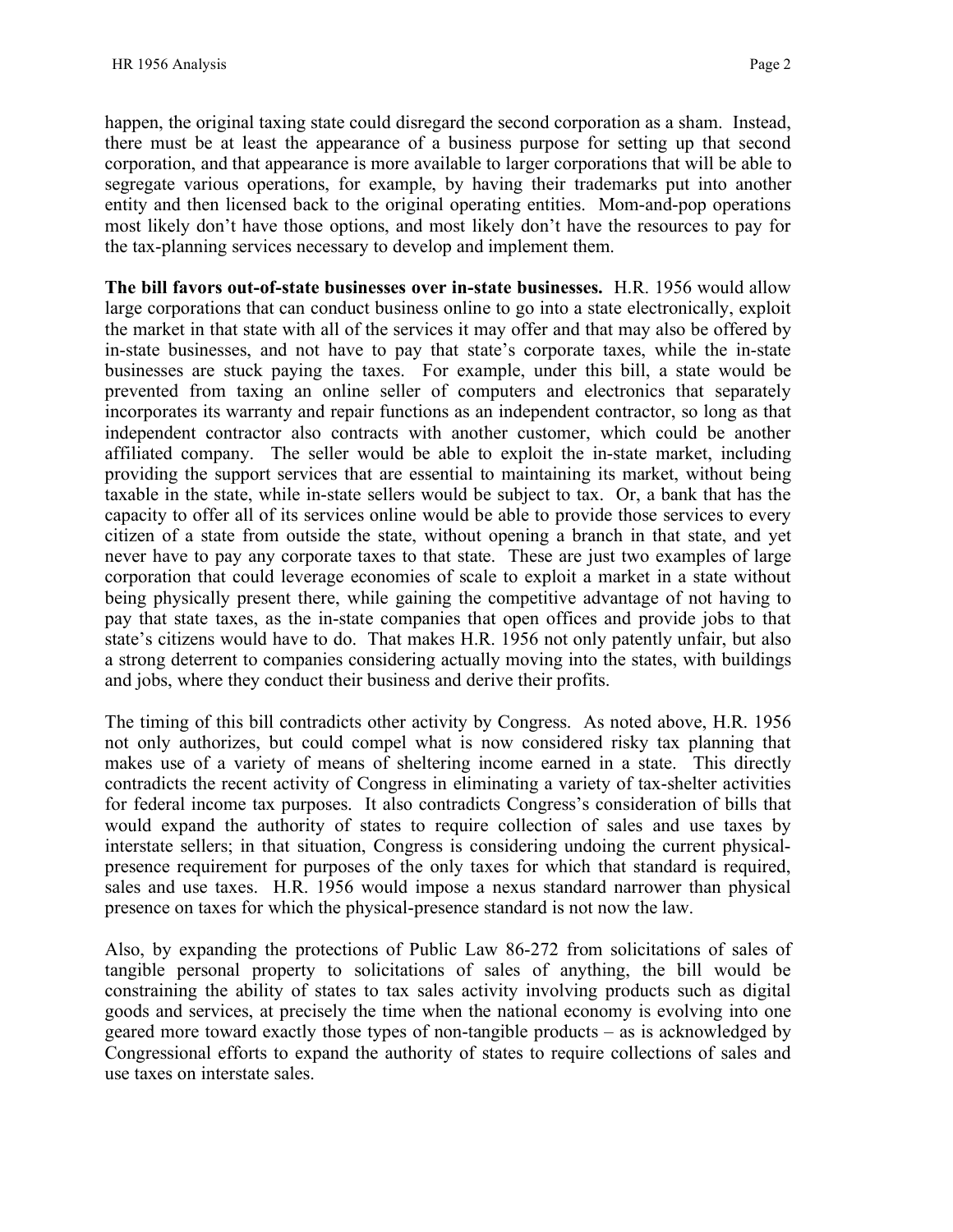happen, the original taxing state could disregard the second corporation as a sham. Instead, there must be at least the appearance of a business purpose for setting up that second corporation, and that appearance is more available to larger corporations that will be able to segregate various operations, for example, by having their trademarks put into another entity and then licensed back to the original operating entities. Mom-and-pop operations most likely don't have those options, and most likely don't have the resources to pay for the tax-planning services necessary to develop and implement them.

**The bill favors out-of-state businesses over in-state businesses.** H.R. 1956 would allow large corporations that can conduct business online to go into a state electronically, exploit the market in that state with all of the services it may offer and that may also be offered by in-state businesses, and not have to pay that state's corporate taxes, while the in-state businesses are stuck paying the taxes. For example, under this bill, a state would be prevented from taxing an online seller of computers and electronics that separately incorporates its warranty and repair functions as an independent contractor, so long as that independent contractor also contracts with another customer, which could be another affiliated company. The seller would be able to exploit the in-state market, including providing the support services that are essential to maintaining its market, without being taxable in the state, while in-state sellers would be subject to tax. Or, a bank that has the capacity to offer all of its services online would be able to provide those services to every citizen of a state from outside the state, without opening a branch in that state, and yet never have to pay any corporate taxes to that state. These are just two examples of large corporation that could leverage economies of scale to exploit a market in a state without being physically present there, while gaining the competitive advantage of not having to pay that state taxes, as the in-state companies that open offices and provide jobs to that state's citizens would have to do. That makes H.R. 1956 not only patently unfair, but also a strong deterrent to companies considering actually moving into the states, with buildings and jobs, where they conduct their business and derive their profits.

The timing of this bill contradicts other activity by Congress. As noted above, H.R. 1956 not only authorizes, but could compel what is now considered risky tax planning that makes use of a variety of means of sheltering income earned in a state. This directly contradicts the recent activity of Congress in eliminating a variety of tax-shelter activities for federal income tax purposes. It also contradicts Congress's consideration of bills that would expand the authority of states to require collection of sales and use taxes by interstate sellers; in that situation, Congress is considering undoing the current physical-presence requirement for purposes of the only taxes for which that standard is required, sales and use taxes. H.R. 1956 would impose a nexus standard narrower than physical presence on taxes for which the physical-presence standard is not now the law.

Also, by expanding the protections of Public Law 86-272 from solicitations of sales of tangible personal property to solicitations of sales of anything, the bill would be constraining the ability of states to tax sales activity involving products such as digital goods and services, at precisely the time when the national economy is evolving into one geared more toward exactly those types of non-tangible products – as is acknowledged by Congressional efforts to expand the authority of states to require collections of sales and use taxes on interstate sales.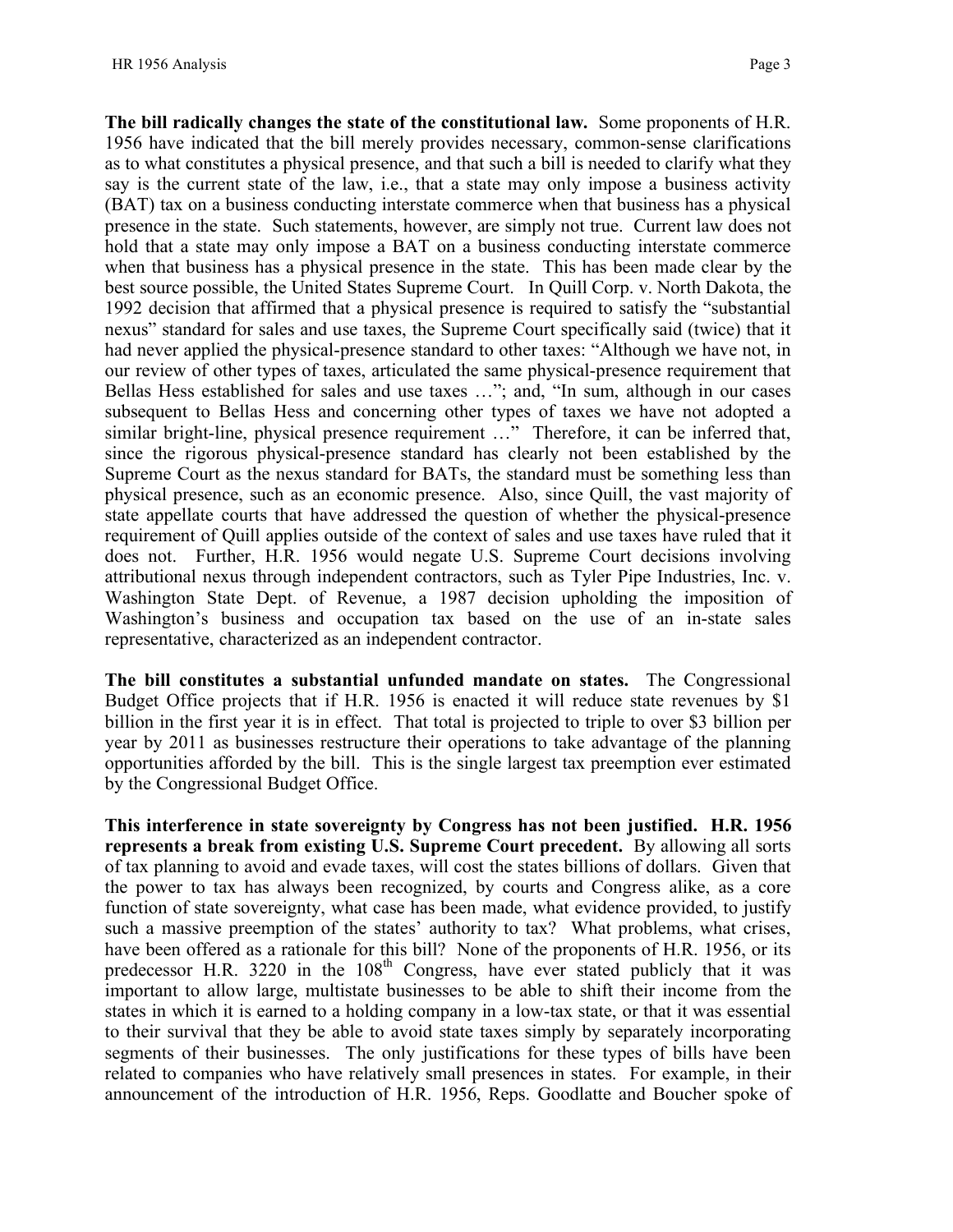**The bill radically changes the state of the constitutional law.** Some proponents of H.R. 1956 have indicated that the bill merely provides necessary, common-sense clarifications as to what constitutes a physical presence, and that such a bill is needed to clarify what they say is the current state of the law, i.e., that a state may only impose a business activity (BAT) tax on a business conducting interstate commerce when that business has a physical presence in the state. Such statements, however, are simply not true. Current law does not hold that a state may only impose a BAT on a business conducting interstate commerce when that business has a physical presence in the state. This has been made clear by the best source possible, the United States Supreme Court. In Quill Corp. v. North Dakota, the 1992 decision that affirmed that a physical presence is required to satisfy the "substantial nexus" standard for sales and use taxes, the Supreme Court specifically said (twice) that it had never applied the physical-presence standard to other taxes: "Although we have not, in our review of other types of taxes, articulated the same physical-presence requirement that Bellas Hess established for sales and use taxes …"; and, "In sum, although in our cases subsequent to Bellas Hess and concerning other types of taxes we have not adopted a similar bright-line, physical presence requirement …" Therefore, it can be inferred that, since the rigorous physical-presence standard has clearly not been established by the Supreme Court as the nexus standard for BATs, the standard must be something less than physical presence, such as an economic presence. Also, since Quill, the vast majority of state appellate courts that have addressed the question of whether the physical-presence requirement of Quill applies outside of the context of sales and use taxes have ruled that it does not. Further, H.R. 1956 would negate U.S. Supreme Court decisions involving attributional nexus through independent contractors, such as Tyler Pipe Industries, Inc. v. Washington State Dept. of Revenue, a 1987 decision upholding the imposition of Washington's business and occupation tax based on the use of an in-state sales representative, characterized as an independent contractor.

**The bill constitutes a substantial unfunded mandate on states.** The Congressional Budget Office projects that if H.R. 1956 is enacted it will reduce state revenues by $1 billion in the first year it is in effect. That total is projected to triple to over $3 billion per year by 2011 as businesses restructure their operations to take advantage of the planning opportunities afforded by the bill. This is the single largest tax preemption ever estimated by the Congressional Budget Office.

**This interference in state sovereignty by Congress has not been justified. H.R. 1956 represents a break from existing U.S. Supreme Court precedent.** By allowing all sorts of tax planning to avoid and evade taxes, will cost the states billions of dollars. Given that the power to tax has always been recognized, by courts and Congress alike, as a core function of state sovereignty, what case has been made, what evidence provided, to justify such a massive preemption of the states' authority to tax? What problems, what crises, have been offered as a rationale for this bill? None of the proponents of H.R. 1956, or its predecessor H.R. 3220 in the 108th Congress, have ever stated publicly that it was important to allow large, multistate businesses to be able to shift their income from the states in which it is earned to a holding company in a low-tax state, or that it was essential to their survival that they be able to avoid state taxes simply by separately incorporating segments of their businesses. The only justifications for these types of bills have been related to companies who have relatively small presences in states. For example, in their announcement of the introduction of H.R. 1956, Reps. Goodlatte and Boucher spoke of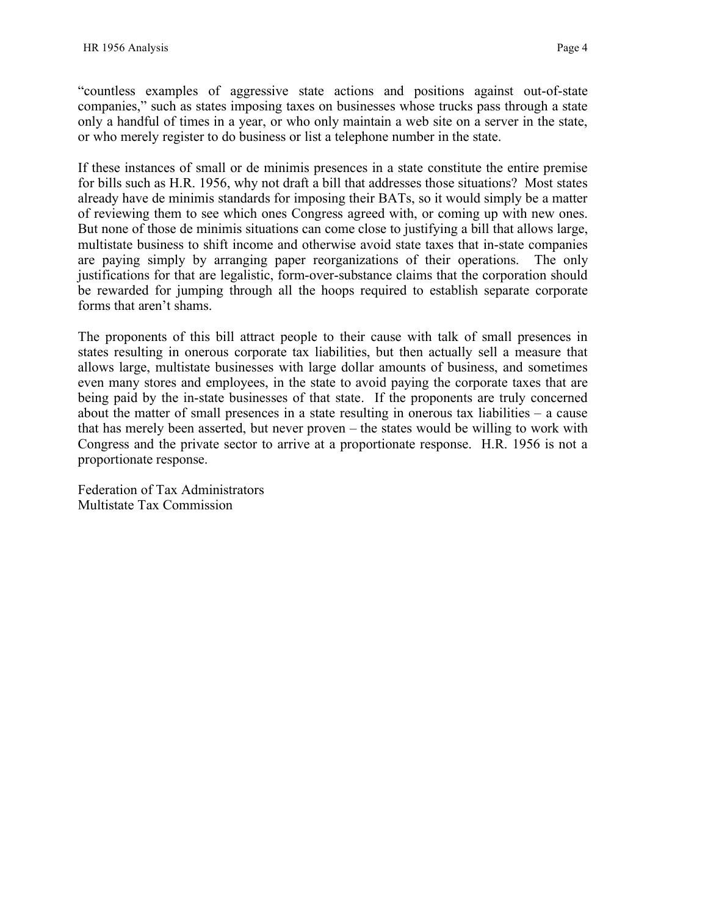"countless examples of aggressive state actions and positions against out-of-state companies," such as states imposing taxes on businesses whose trucks pass through a state only a handful of times in a year, or who only maintain a web site on a server in the state, or who merely register to do business or list a telephone number in the state.

If these instances of small or de minimis presences in a state constitute the entire premise for bills such as H.R. 1956, why not draft a bill that addresses those situations? Most states already have de minimis standards for imposing their BATs, so it would simply be a matter of reviewing them to see which ones Congress agreed with, or coming up with new ones. But none of those de minimis situations can come close to justifying a bill that allows large, multistate business to shift income and otherwise avoid state taxes that in-state companies are paying simply by arranging paper reorganizations of their operations. The only justifications for that are legalistic, form-over-substance claims that the corporation should be rewarded for jumping through all the hoops required to establish separate corporate forms that aren't shams.

The proponents of this bill attract people to their cause with talk of small presences in states resulting in onerous corporate tax liabilities, but then actually sell a measure that allows large, multistate businesses with large dollar amounts of business, and sometimes even many stores and employees, in the state to avoid paying the corporate taxes that are being paid by the in-state businesses of that state. If the proponents are truly concerned about the matter of small presences in a state resulting in onerous tax liabilities – a cause that has merely been asserted, but never proven – the states would be willing to work with Congress and the private sector to arrive at a proportionate response. H.R. 1956 is not a proportionate response.

Federation of Tax Administrators
Multistate Tax Commission